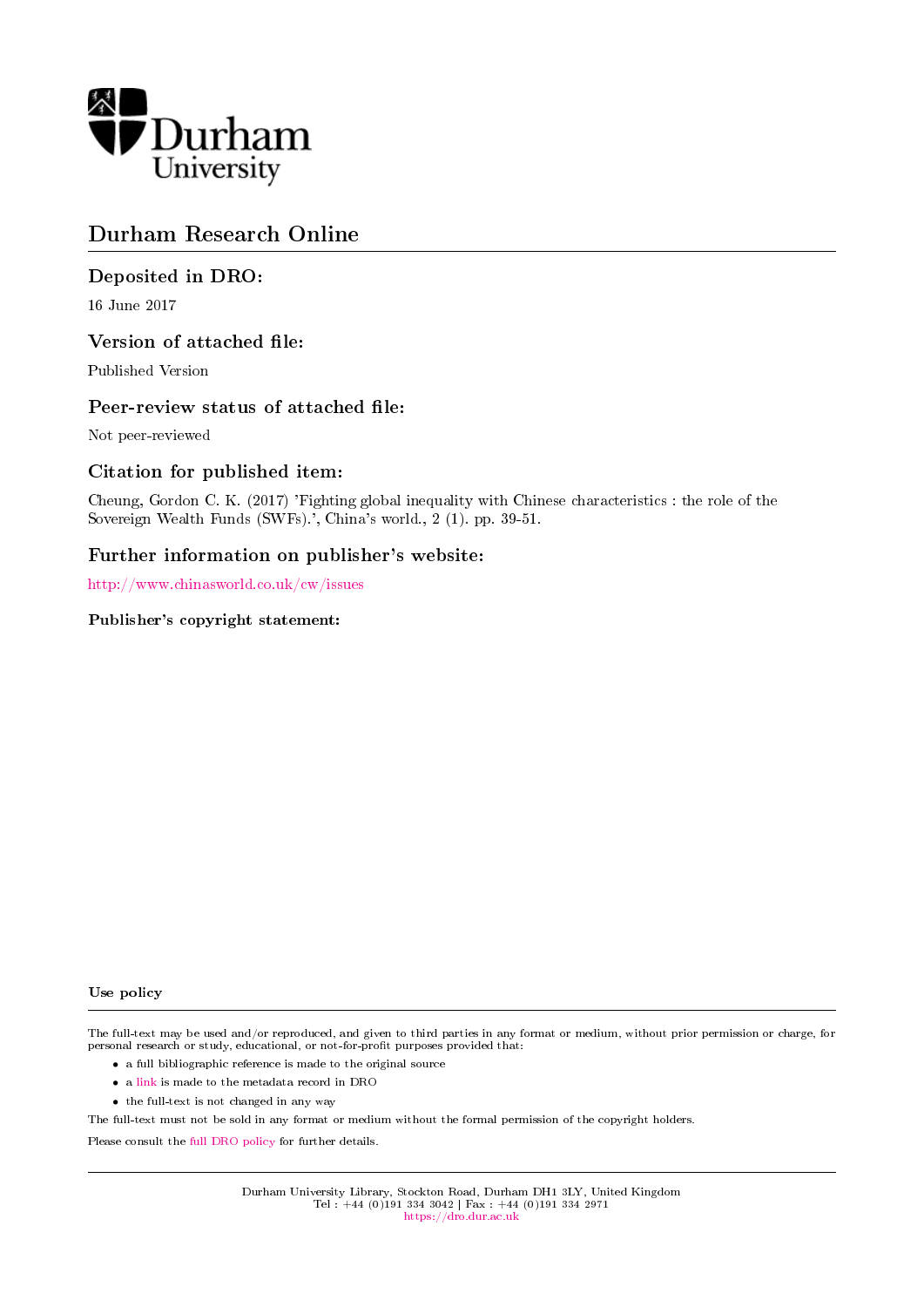Durham University

# Durham Research Online

## Deposited in DRO:

16 June 2017

## Version of attached file:

Published Version

## Peer-review status of attached file:

Not peer-reviewed

## Citation for published item:

Cheung, Gordon C. K. (2017) 'Fighting global inequality with Chinese characteristics : the role of the Sovereign Wealth Funds (SWFs).', China's world., 2 (1). pp. 39-51.

## Further information on publisher's website:

http://www.chinasworld.co.uk/cw/issues

### Publisher's copyright statement:

### Use policy

The full-text may be used and/or reproduced, and given to third parties in any format or medium, without prior permission or charge, for personal research or study, educational, or not-for-profit purposes provided that:

- a full bibliographic reference is made to the original source
- a link is made to the metadata record in DRO
- the full-text is not changed in any way

The full-text must not be sold in any format or medium without the formal permission of the copyright holders.

Please consult the full DRO policy for further details.

Durham University Library, Stockton Road, Durham DH1 3LY, United Kingdom
Tel : +44 (0)191 334 3042 | Fax : +44 (0)191 334 2971
https://dro.dur.ac.uk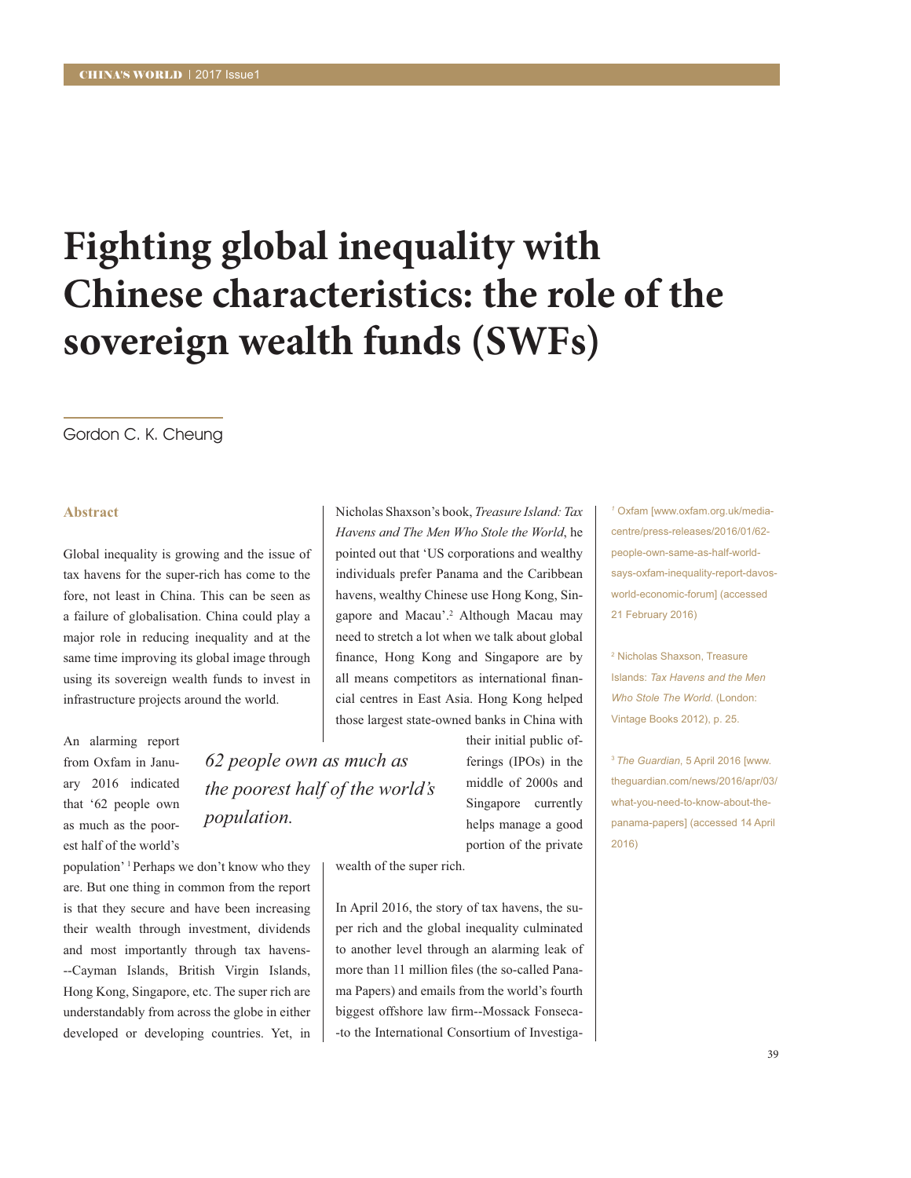# Fighting global inequality with Chinese characteristics: the role of the sovereign wealth funds (SWFs)

Gordon C. K. Cheung

### Abstract

Global inequality is growing and the issue of tax havens for the super-rich has come to the fore, not least in China. This can be seen as a failure of globalisation. China could play a major role in reducing inequality and at the same time improving its global image through using its sovereign wealth funds to invest in infrastructure projects around the world.

An alarming report from Oxfam in January 2016 indicated that '62 people own as much as the poorest half of the world's population' [1] Perhaps we don't know who they are. But one thing in common from the report is that they secure and have been increasing their wealth through investment, dividends and most importantly through tax havens--Cayman Islands, British Virgin Islands, Hong Kong, Singapore, etc. The super rich are understandably from across the globe in either developed or developing countries. Yet, in Nicholas Shaxson's book, *Treasure Island: Tax Havens and The Men Who Stole the World*, he pointed out that 'US corporations and wealthy individuals prefer Panama and the Caribbean havens, wealthy Chinese use Hong Kong, Singapore and Macau'.[2] Although Macau may need to stretch a lot when we talk about global finance, Hong Kong and Singapore are by all means competitors as international financial centres in East Asia. Hong Kong helped those largest state-owned banks in China with their initial public offerings (IPOs) in the middle of 2000s and Singapore currently helps manage a good portion of the private wealth of the super rich.

*62 people own as much as the poorest half of the world's population.*

In April 2016, the story of tax havens, the super rich and the global inequality culminated to another level through an alarming leak of more than 11 million files (the so-called Panama Papers) and emails from the world's fourth biggest offshore law firm--Mossack Fonseca--to the International Consortium of Investiga-

[1] Oxfam [www.oxfam.org.uk/media-centre/press-releases/2016/01/62-people-own-same-as-half-world-says-oxfam-inequality-report-davos-world-economic-forum] (accessed 21 February 2016)

[2] Nicholas Shaxson, Treasure Islands: *Tax Havens and the Men Who Stole The World*. (London: Vintage Books 2012), p. 25.

[3] *The Guardian*, 5 April 2016 [www.theguardian.com/news/2016/apr/03/what-you-need-to-know-about-the-panama-papers] (accessed 14 April 2016)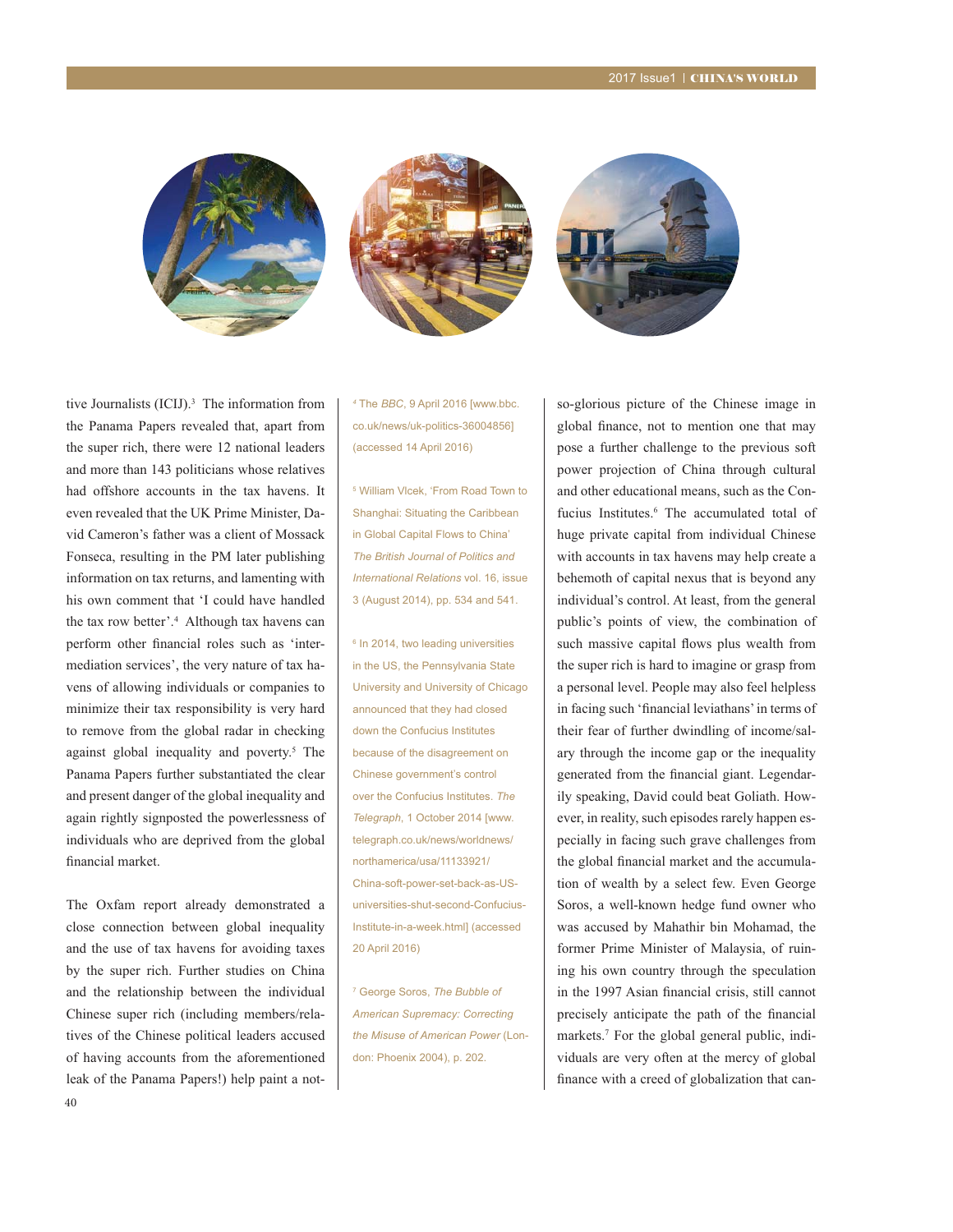tive Journalists (ICIJ).[3] The information from the Panama Papers revealed that, apart from the super rich, there were 12 national leaders and more than 143 politicians whose relatives had offshore accounts in the tax havens. It even revealed that the UK Prime Minister, David Cameron's father was a client of Mossack Fonseca, resulting in the PM later publishing information on tax returns, and lamenting with his own comment that 'I could have handled the tax row better'.[4] Although tax havens can perform other financial roles such as 'intermediation services', the very nature of tax havens of allowing individuals or companies to minimize their tax responsibility is very hard to remove from the global radar in checking against global inequality and poverty.[5] The Panama Papers further substantiated the clear and present danger of the global inequality and again rightly signposted the powerlessness of individuals who are deprived from the global financial market.

The Oxfam report already demonstrated a close connection between global inequality and the use of tax havens for avoiding taxes by the super rich. Further studies on China and the relationship between the individual Chinese super rich (including members/relatives of the Chinese political leaders accused of having accounts from the aforementioned leak of the Panama Papers!) help paint a not-so-glorious picture of the Chinese image in global finance, not to mention one that may pose a further challenge to the previous soft power projection of China through cultural and other educational means, such as the Confucius Institutes.[6] The accumulated total of huge private capital from individual Chinese with accounts in tax havens may help create a behemoth of capital nexus that is beyond any individual's control. At least, from the general public's points of view, the combination of such massive capital flows plus wealth from the super rich is hard to imagine or grasp from a personal level. People may also feel helpless in facing such 'financial leviathans' in terms of their fear of further dwindling of income/salary through the income gap or the inequality generated from the financial giant. Legendarily speaking, David could beat Goliath. However, in reality, such episodes rarely happen especially in facing such grave challenges from the global financial market and the accumulation of wealth by a select few. Even George Soros, a well-known hedge fund owner who was accused by Mahathir bin Mohamad, the former Prime Minister of Malaysia, of ruining his own country through the speculation in the 1997 Asian financial crisis, still cannot precisely anticipate the path of the financial markets.[7] For the global general public, individuals are very often at the mercy of global finance with a creed of globalization that can-

---

[4] The *BBC*, 9 April 2016 [www.bbc.co.uk/news/uk-politics-36004856] (accessed 14 April 2016)

[5] William Vlcek, 'From Road Town to Shanghai: Situating the Caribbean in Global Capital Flows to China' *The British Journal of Politics and International Relations* vol. 16, issue 3 (August 2014), pp. 534 and 541.

[6] In 2014, two leading universities in the US, the Pennsylvania State University and University of Chicago announced that they had closed down the Confucius Institutes because of the disagreement on Chinese government's control over the Confucius Institutes. *The Telegraph*, 1 October 2014 [www.telegraph.co.uk/news/worldnews/northamerica/usa/11133921/China-soft-power-set-back-as-US-universities-shut-second-Confucius-Institute-in-a-week.html] (accessed 20 April 2016)

[7] George Soros, *The Bubble of American Supremacy: Correcting the Misuse of American Power* (London: Phoenix 2004), p. 202.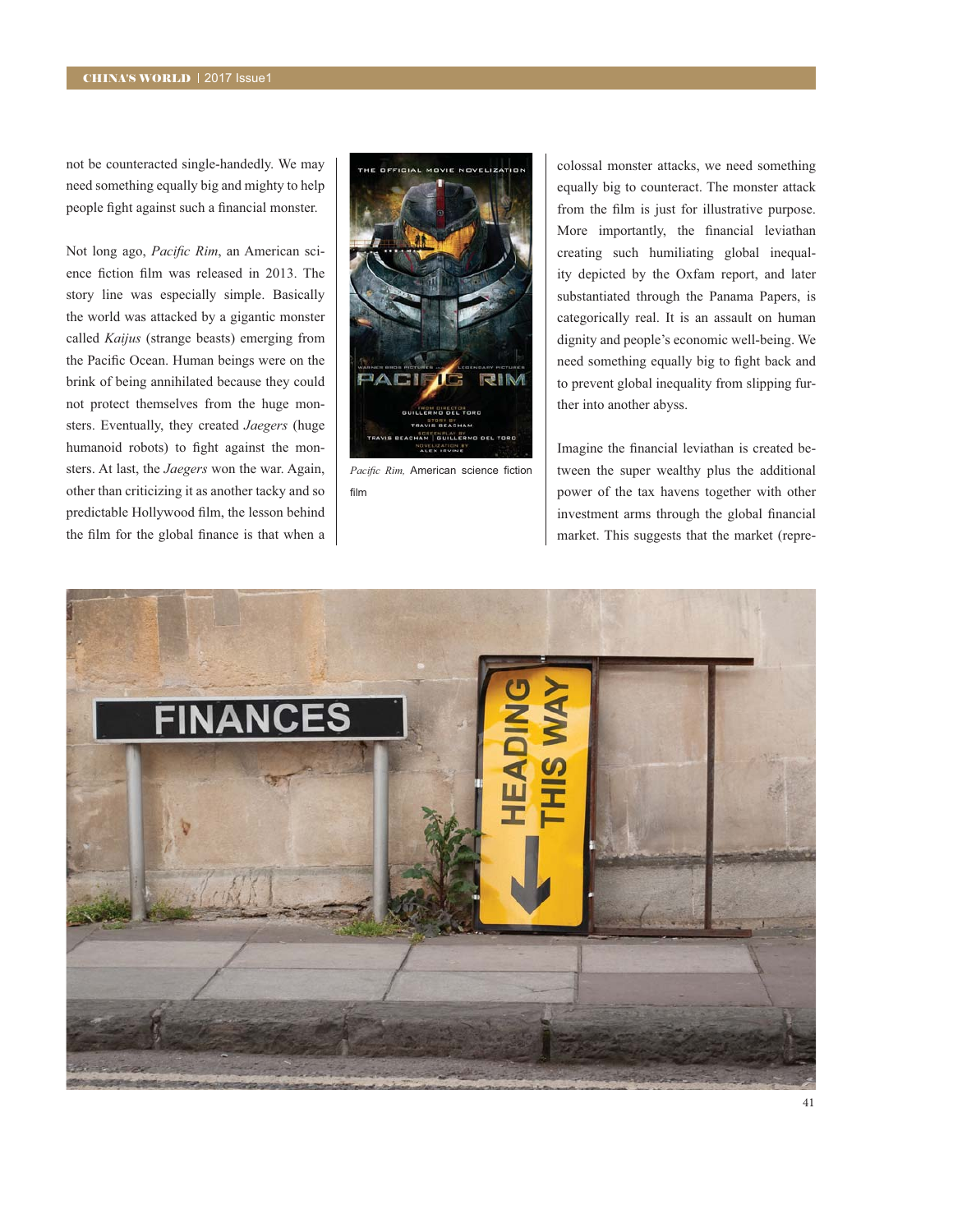not be counteracted single-handedly. We may need something equally big and mighty to help people fight against such a financial monster.

Not long ago, *Pacific Rim*, an American science fiction film was released in 2013. The story line was especially simple. Basically the world was attacked by a gigantic monster called *Kaijus* (strange beasts) emerging from the Pacific Ocean. Human beings were on the brink of being annihilated because they could not protect themselves from the huge monsters. Eventually, they created *Jaegers* (huge humanoid robots) to fight against the monsters. At last, the *Jaegers* won the war. Again, other than criticizing it as another tacky and so predictable Hollywood film, the lesson behind the film for the global finance is that when a colossal monster attacks, we need something equally big to counteract. The monster attack from the film is just for illustrative purpose. More importantly, the financial leviathan creating such humiliating global inequality depicted by the Oxfam report, and later substantiated through the Panama Papers, is categorically real. It is an assault on human dignity and people's economic well-being. We need something equally big to fight back and to prevent global inequality from slipping further into another abyss.

*Pacific Rim,* American science fiction film

Imagine the financial leviathan is created between the super wealthy plus the additional power of the tax havens together with other investment arms through the global financial market. This suggests that the market (repre-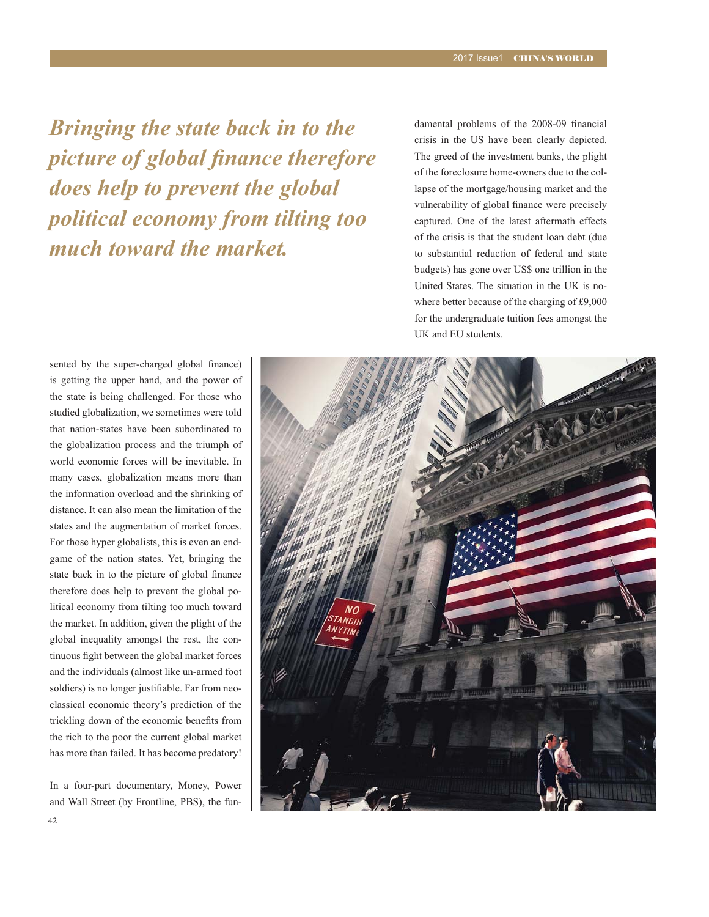*Bringing the state back in to the picture of global finance therefore does help to prevent the global political economy from tilting too much toward the market.*

sented by the super-charged global finance) is getting the upper hand, and the power of the state is being challenged. For those who studied globalization, we sometimes were told that nation-states have been subordinated to the globalization process and the triumph of world economic forces will be inevitable. In many cases, globalization means more than the information overload and the shrinking of distance. It can also mean the limitation of the states and the augmentation of market forces. For those hyper globalists, this is even an end-game of the nation states. Yet, bringing the state back in to the picture of global finance therefore does help to prevent the global political economy from tilting too much toward the market. In addition, given the plight of the global inequality amongst the rest, the continuous fight between the global market forces and the individuals (almost like un-armed foot soldiers) is no longer justifiable. Far from neoclassical economic theory's prediction of the trickling down of the economic benefits from the rich to the poor the current global market has more than failed. It has become predatory!

In a four-part documentary, Money, Power and Wall Street (by Frontline, PBS), the fundamental problems of the 2008-09 financial crisis in the US have been clearly depicted. The greed of the investment banks, the plight of the foreclosure home-owners due to the collapse of the mortgage/housing market and the vulnerability of global finance were precisely captured. One of the latest aftermath effects of the crisis is that the student loan debt (due to substantial reduction of federal and state budgets) has gone over US$ one trillion in the United States. The situation in the UK is nowhere better because of the charging of £9,000 for the undergraduate tuition fees amongst the UK and EU students.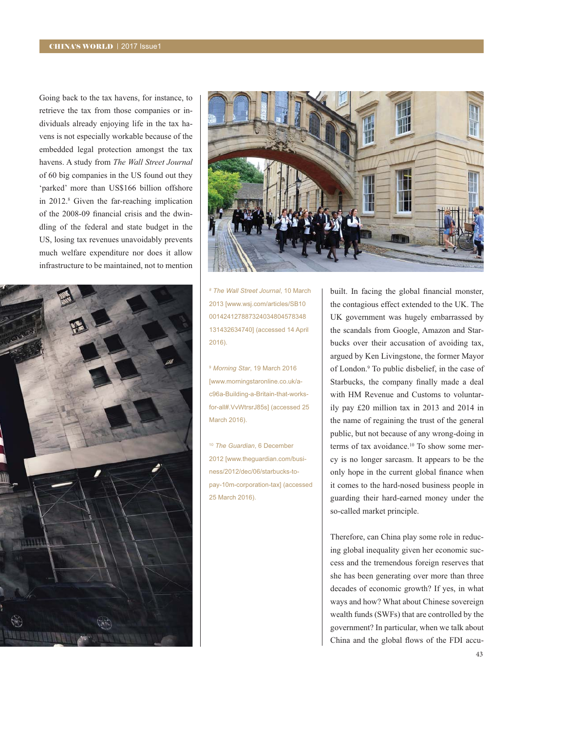Going back to the tax havens, for instance, to retrieve the tax from those companies or individuals already enjoying life in the tax havens is not especially workable because of the embedded legal protection amongst the tax havens. A study from *The Wall Street Journal* of 60 big companies in the US found out they 'parked' more than US$166 billion offshore in 2012.[8] Given the far-reaching implication of the 2008-09 financial crisis and the dwindling of the federal and state budget in the US, losing tax revenues unavoidably prevents much welfare expenditure nor does it allow infrastructure to be maintained, not to mention built. In facing the global financial monster, the contagious effect extended to the UK. The UK government was hugely embarrassed by the scandals from Google, Amazon and Starbucks over their accusation of avoiding tax, argued by Ken Livingstone, the former Mayor of London.[9] To public disbelief, in the case of Starbucks, the company finally made a deal with HM Revenue and Customs to voluntarily pay £20 million tax in 2013 and 2014 in the name of regaining the trust of the general public, but not because of any wrong-doing in terms of tax avoidance.[10] To show some mercy is no longer sarcasm. It appears to be the only hope in the current global finance when it comes to the hard-nosed business people in guarding their hard-earned money under the so-called market principle.

Therefore, can China play some role in reducing global inequality given her economic success and the tremendous foreign reserves that she has been generating over more than three decades of economic growth? If yes, in what ways and how? What about Chinese sovereign wealth funds (SWFs) that are controlled by the government? In particular, when we talk about China and the global flows of the FDI accu-

[8] *The Wall Street Journal*, 10 March 2013 [www.wsj.com/articles/SB10001424127887324034804578348131432634740] (accessed 14 April 2016).

[9] *Morning Star*, 19 March 2016 [www.morningstaronline.co.uk/a-c96a-Building-a-Britain-that-works-for-all#.VvWtrsrJ85s] (accessed 25 March 2016).

[10] *The Guardian*, 6 December 2012 [www.theguardian.com/business/2012/dec/06/starbucks-to-pay-10m-corporation-tax] (accessed 25 March 2016).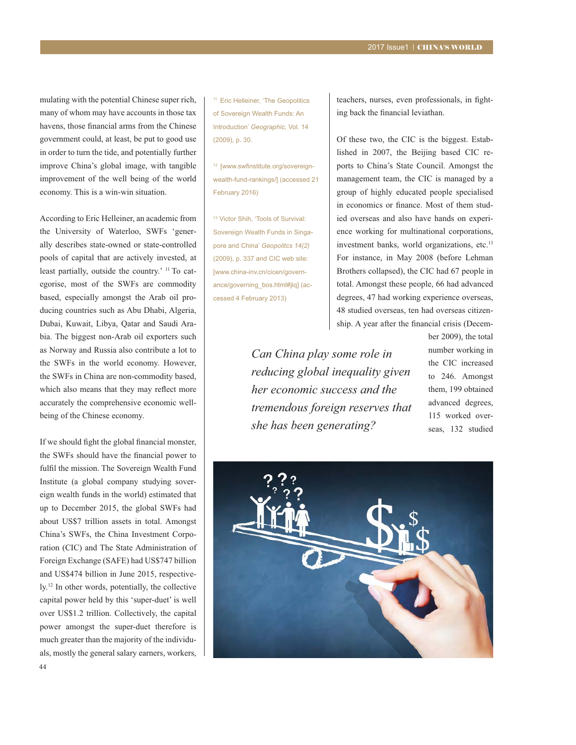mulating with the potential Chinese super rich, many of whom may have accounts in those tax havens, those financial arms from the Chinese government could, at least, be put to good use in order to turn the tide, and potentially further improve China's global image, with tangible improvement of the well being of the world economy. This is a win-win situation.

According to Eric Helleiner, an academic from the University of Waterloo, SWFs 'generally describes state-owned or state-controlled pools of capital that are actively invested, at least partially, outside the country.' [11] To categorise, most of the SWFs are commodity based, especially amongst the Arab oil producing countries such as Abu Dhabi, Algeria, Dubai, Kuwait, Libya, Qatar and Saudi Arabia. The biggest non-Arab oil exporters such as Norway and Russia also contribute a lot to the SWFs in the world economy. However, the SWFs in China are non-commodity based, which also means that they may reflect more accurately the comprehensive economic well-being of the Chinese economy.

If we should fight the global financial monster, the SWFs should have the financial power to fulfil the mission. The Sovereign Wealth Fund Institute (a global company studying sovereign wealth funds in the world) estimated that up to December 2015, the global SWFs had about US$7 trillion assets in total. Amongst China's SWFs, the China Investment Corporation (CIC) and The State Administration of Foreign Exchange (SAFE) had US$747 billion and US$474 billion in June 2015, respectively.[12] In other words, potentially, the collective capital power held by this 'super-duet' is well over US$1.2 trillion. Collectively, the capital power amongst the super-duet therefore is much greater than the majority of the individuals, mostly the general salary earners, workers, teachers, nurses, even professionals, in fighting back the financial leviathan.

Of these two, the CIC is the biggest. Established in 2007, the Beijing based CIC reports to China's State Council. Amongst the management team, the CIC is managed by a group of highly educated people specialised in economics or finance. Most of them studied overseas and also have hands on experience working for multinational corporations, investment banks, world organizations, etc.[13] For instance, in May 2008 (before Lehman Brothers collapsed), the CIC had 67 people in total. Amongst these people, 66 had advanced degrees, 47 had working experience overseas, 48 studied overseas, ten had overseas citizenship. A year after the financial crisis (December 2009), the total number working in the CIC increased to 246. Amongst them, 199 obtained advanced degrees, 115 worked overseas, 132 studied

*Can China play some role in reducing global inequality given her economic success and the tremendous foreign reserves that she has been generating?*

[11] Eric Helleiner, 'The Geopolitics of Sovereign Wealth Funds: An Introduction' *Geographic*, Vol. 14 (2009), p. 30.

[12] [www.swfinstitute.org/sovereign-wealth-fund-rankings/] (accessed 21 February 2016)

[13] Victor Shih, 'Tools of Survival: Sovereign Wealth Funds in Singapore and China' *Geopolitcs 14(2)* (2009), p. 337 and CIC web site: [www.china-inv.cn/cicen/governance/governing_bos.html#jlq] (accessed 4 February 2013)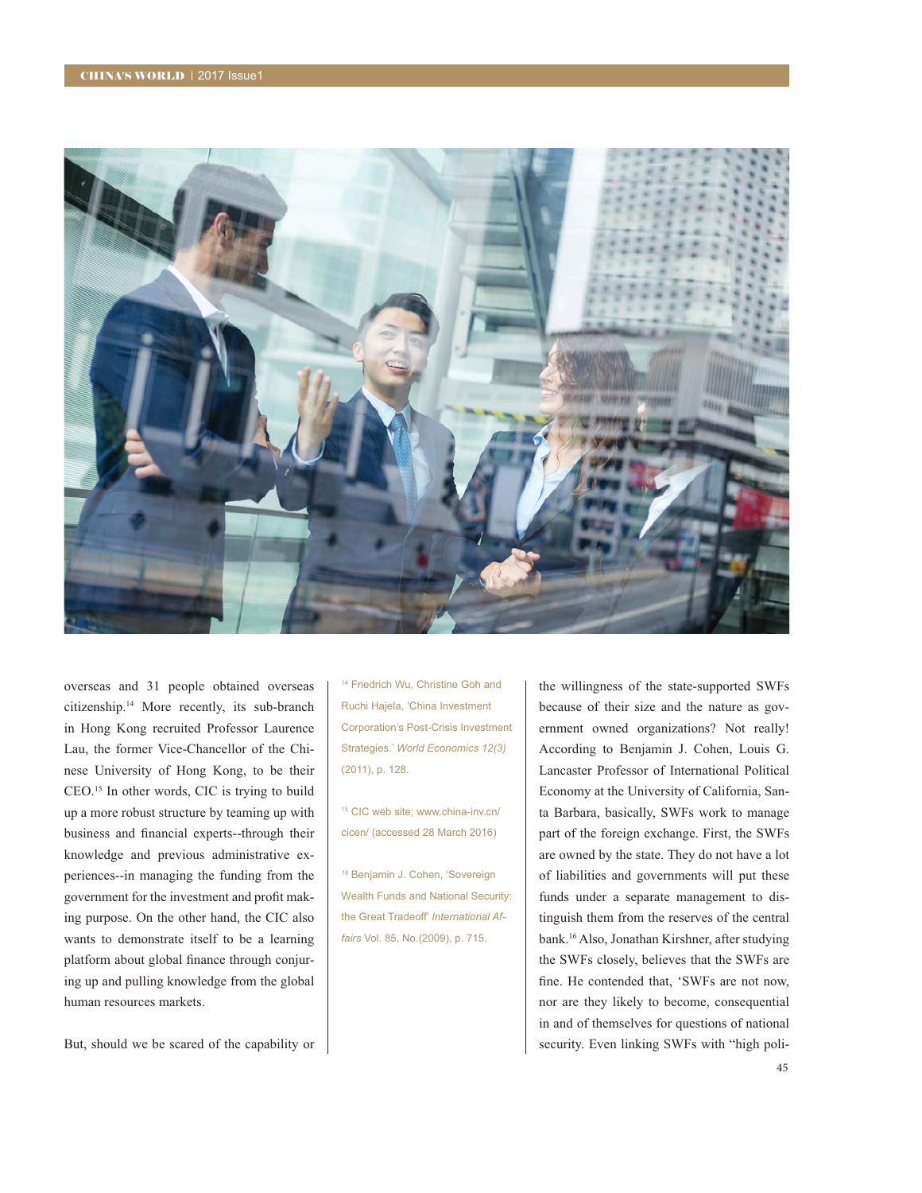overseas and 31 people obtained overseas citizenship.[14] More recently, its sub-branch in Hong Kong recruited Professor Laurence Lau, the former Vice-Chancellor of the Chinese University of Hong Kong, to be their CEO.[15] In other words, CIC is trying to build up a more robust structure by teaming up with business and financial experts--through their knowledge and previous administrative experiences--in managing the funding from the government for the investment and profit making purpose. On the other hand, the CIC also wants to demonstrate itself to be a learning platform about global finance through conjuring up and pulling knowledge from the global human resources markets.

But, should we be scared of the capability or the willingness of the state-supported SWFs because of their size and the nature as government owned organizations? Not really! According to Benjamin J. Cohen, Louis G. Lancaster Professor of International Political Economy at the University of California, Santa Barbara, basically, SWFs work to manage part of the foreign exchange. First, the SWFs are owned by the state. They do not have a lot of liabilities and governments will put these funds under a separate management to distinguish them from the reserves of the central bank.[16] Also, Jonathan Kirshner, after studying the SWFs closely, believes that the SWFs are fine. He contended that, 'SWFs are not now, nor are they likely to become, consequential in and of themselves for questions of national security. Even linking SWFs with "high poli-

[14] Friedrich Wu, Christine Goh and Ruchi Hajela, 'China Investment Corporation's Post-Crisis Investment Strategies.' *World Economics 12(3)* (2011), p. 128.

[15] CIC web site; www.china-inv.cn/cicen/ (accessed 28 March 2016)

[16] Benjamin J. Cohen, 'Sovereign Wealth Funds and National Security: the Great Tradeoff' *International Affairs* Vol. 85, No.(2009), p. 715.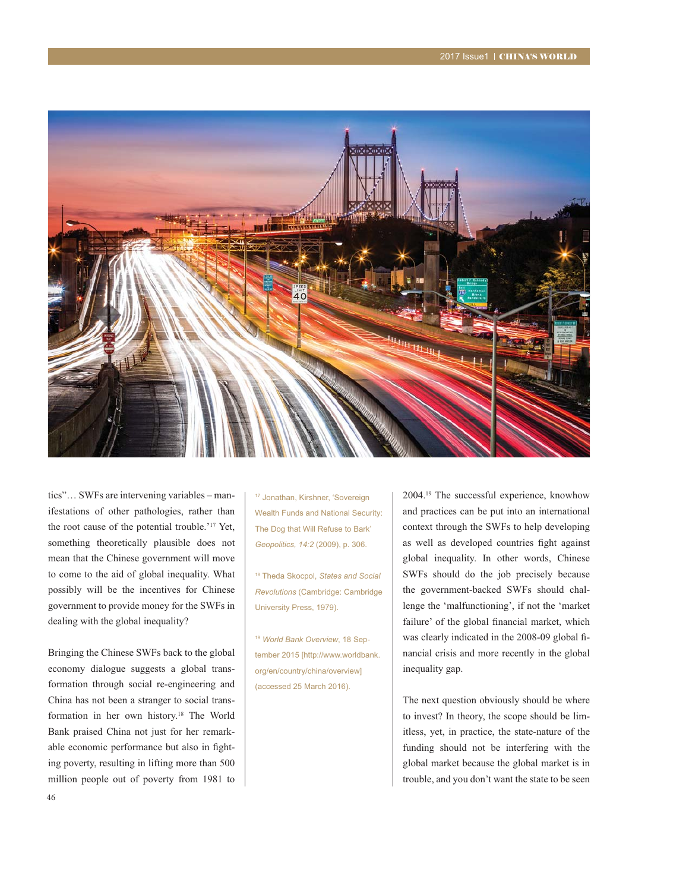tics"… SWFs are intervening variables – manifestations of other pathologies, rather than the root cause of the potential trouble.'[17] Yet, something theoretically plausible does not mean that the Chinese government will move to come to the aid of global inequality. What possibly will be the incentives for Chinese government to provide money for the SWFs in dealing with the global inequality?

Bringing the Chinese SWFs back to the global economy dialogue suggests a global transformation through social re-engineering and China has not been a stranger to social transformation in her own history.[18] The World Bank praised China not just for her remarkable economic performance but also in fighting poverty, resulting in lifting more than 500 million people out of poverty from 1981 to 2004.[19] The successful experience, knowhow and practices can be put into an international context through the SWFs to help developing as well as developed countries fight against global inequality. In other words, Chinese SWFs should do the job precisely because the government-backed SWFs should challenge the 'malfunctioning', if not the 'market failure' of the global financial market, which was clearly indicated in the 2008-09 global financial crisis and more recently in the global inequality gap.

The next question obviously should be where to invest? In theory, the scope should be limitless, yet, in practice, the state-nature of the funding should not be interfering with the global market because the global market is in trouble, and you don't want the state to be seen

[17] Jonathan, Kirshner, 'Sovereign Wealth Funds and National Security: The Dog that Will Refuse to Bark' *Geopolitics, 14:2* (2009), p. 306.

[18] Theda Skocpol, *States and Social Revolutions* (Cambridge: Cambridge University Press, 1979).

[19] *World Bank Overview*, 18 September 2015 [http://www.worldbank.org/en/country/china/overview] (accessed 25 March 2016).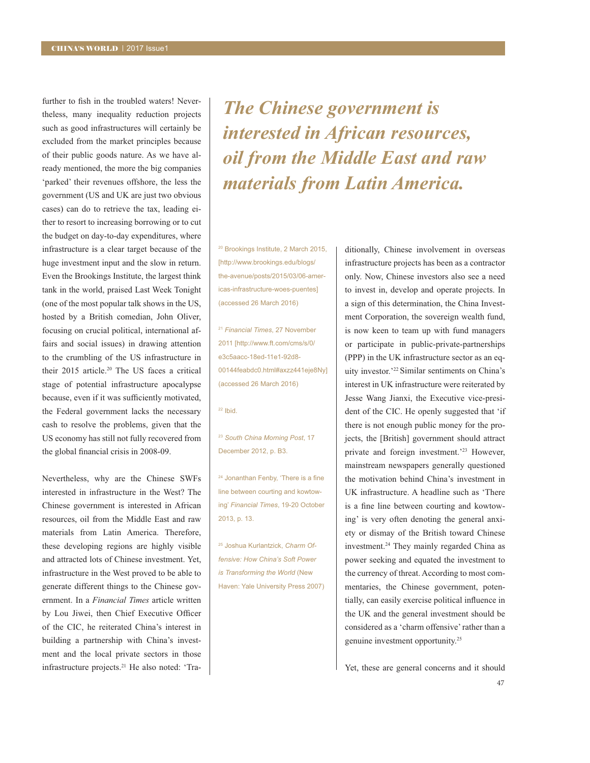further to fish in the troubled waters! Nevertheless, many inequality reduction projects such as good infrastructures will certainly be excluded from the market principles because of their public goods nature. As we have already mentioned, the more the big companies 'parked' their revenues offshore, the less the government (US and UK are just two obvious cases) can do to retrieve the tax, leading either to resort to increasing borrowing or to cut the budget on day-to-day expenditures, where infrastructure is a clear target because of the huge investment input and the slow in return. Even the Brookings Institute, the largest think tank in the world, praised Last Week Tonight (one of the most popular talk shows in the US, hosted by a British comedian, John Oliver, focusing on crucial political, international affairs and social issues) in drawing attention to the crumbling of the US infrastructure in their 2015 article.[20] The US faces a critical stage of potential infrastructure apocalypse because, even if it was sufficiently motivated, the Federal government lacks the necessary cash to resolve the problems, given that the US economy has still not fully recovered from the global financial crisis in 2008-09.

Nevertheless, why are the Chinese SWFs interested in infrastructure in the West? The Chinese government is interested in African resources, oil from the Middle East and raw materials from Latin America. Therefore, these developing regions are highly visible and attracted lots of Chinese investment. Yet, infrastructure in the West proved to be able to generate different things to the Chinese government. In a *Financial Times* article written by Lou Jiwei, then Chief Executive Officer of the CIC, he reiterated China's interest in building a partnership with China's investment and the local private sectors in those infrastructure projects.[21] He also noted: 'Traditionally, Chinese involvement in overseas infrastructure projects has been as a contractor only. Now, Chinese investors also see a need to invest in, develop and operate projects. In a sign of this determination, the China Investment Corporation, the sovereign wealth fund, is now keen to team up with fund managers or participate in public-private-partnerships (PPP) in the UK infrastructure sector as an equity investor.'[22] Similar sentiments on China's interest in UK infrastructure were reiterated by Jesse Wang Jianxi, the Executive vice-president of the CIC. He openly suggested that 'if there is not enough public money for the projects, the [British] government should attract private and foreign investment.'[23] However, mainstream newspapers generally questioned the motivation behind China's investment in UK infrastructure. A headline such as 'There is a fine line between courting and kowtowing' is very often denoting the general anxiety or dismay of the British toward Chinese investment.[24] They mainly regarded China as power seeking and equated the investment to the currency of threat. According to most commentaries, the Chinese government, potentially, can easily exercise political influence in the UK and the general investment should be considered as a 'charm offensive' rather than a genuine investment opportunity.[25]

> ***The Chinese government is interested in African resources, oil from the Middle East and raw materials from Latin America.***

Yet, these are general concerns and it should

---

[20] Brookings Institute, 2 March 2015, [http://www.brookings.edu/blogs/the-avenue/posts/2015/03/06-americas-infrastructure-woes-puentes] (accessed 26 March 2016)

[21] *Financial Times*, 27 November 2011 [http://www.ft.com/cms/s/0/e3c5aacc-18ed-11e1-92d8-00144feabdc0.html#axzz441eje8Ny] (accessed 26 March 2016)

[22] Ibid.

[23] *South China Morning Post*, 17 December 2012, p. B3.

[24] Jonanthan Fenby, 'There is a fine line between courting and kowtowing' *Financial Times*, 19-20 October 2013, p. 13.

[25] Joshua Kurlantzick, *Charm Offensive: How China's Soft Power is Transforming the World* (New Haven: Yale University Press 2007)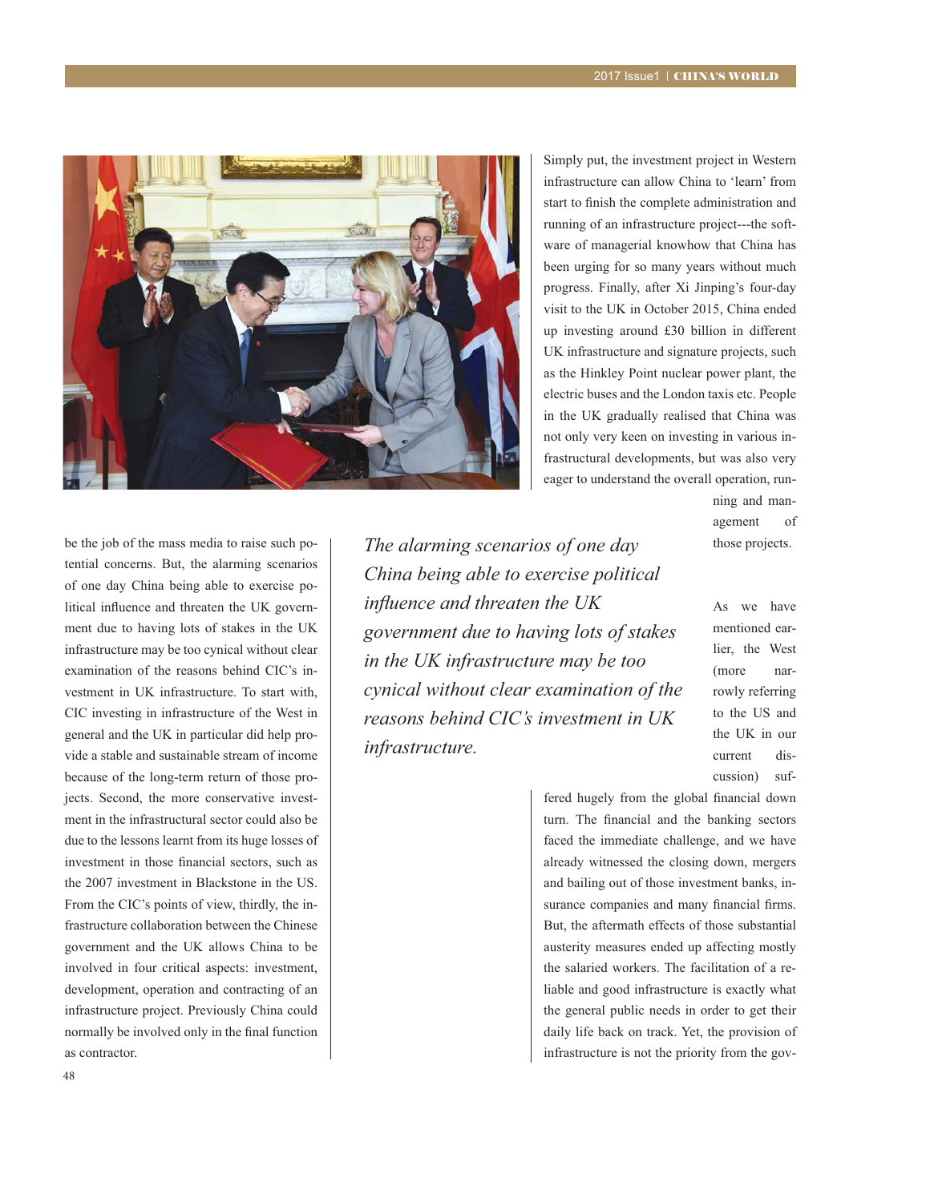Simply put, the investment project in Western infrastructure can allow China to 'learn' from start to finish the complete administration and running of an infrastructure project---the software of managerial knowhow that China has been urging for so many years without much progress. Finally, after Xi Jinping's four-day visit to the UK in October 2015, China ended up investing around £30 billion in different UK infrastructure and signature projects, such as the Hinkley Point nuclear power plant, the electric buses and the London taxis etc. People in the UK gradually realised that China was not only very keen on investing in various infrastructural developments, but was also very eager to understand the overall operation, running and management of those projects.

be the job of the mass media to raise such potential concerns. But, the alarming scenarios of one day China being able to exercise political influence and threaten the UK government due to having lots of stakes in the UK infrastructure may be too cynical without clear examination of the reasons behind CIC's investment in UK infrastructure. To start with, CIC investing in infrastructure of the West in general and the UK in particular did help provide a stable and sustainable stream of income because of the long-term return of those projects. Second, the more conservative investment in the infrastructural sector could also be due to the lessons learnt from its huge losses of investment in those financial sectors, such as the 2007 investment in Blackstone in the US. From the CIC's points of view, thirdly, the infrastructure collaboration between the Chinese government and the UK allows China to be involved in four critical aspects: investment, development, operation and contracting of an infrastructure project. Previously China could normally be involved only in the final function as contractor.

*The alarming scenarios of one day China being able to exercise political influence and threaten the UK government due to having lots of stakes in the UK infrastructure may be too cynical without clear examination of the reasons behind CIC's investment in UK infrastructure.*

As we have mentioned earlier, the West (more narrowly referring to the US and the UK in our current discussion) suffered hugely from the global financial down turn. The financial and the banking sectors faced the immediate challenge, and we have already witnessed the closing down, mergers and bailing out of those investment banks, insurance companies and many financial firms. But, the aftermath effects of those substantial austerity measures ended up affecting mostly the salaried workers. The facilitation of a reliable and good infrastructure is exactly what the general public needs in order to get their daily life back on track. Yet, the provision of infrastructure is not the priority from the gov-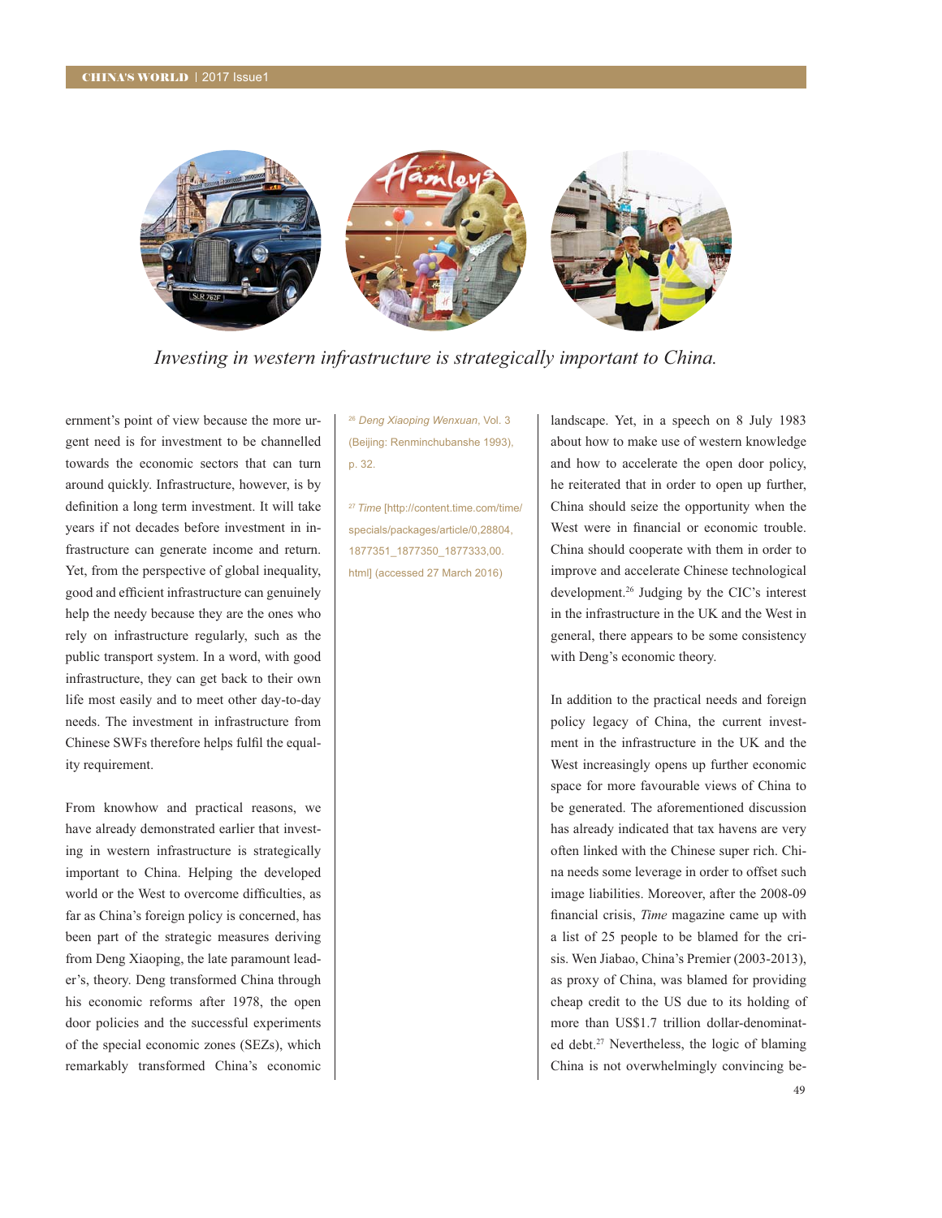*Investing in western infrastructure is strategically important to China.*

ernment's point of view because the more urgent need is for investment to be channelled towards the economic sectors that can turn around quickly. Infrastructure, however, is by definition a long term investment. It will take years if not decades before investment in infrastructure can generate income and return. Yet, from the perspective of global inequality, good and efficient infrastructure can genuinely help the needy because they are the ones who rely on infrastructure regularly, such as the public transport system. In a word, with good infrastructure, they can get back to their own life most easily and to meet other day-to-day needs. The investment in infrastructure from Chinese SWFs therefore helps fulfil the equality requirement.

From knowhow and practical reasons, we have already demonstrated earlier that investing in western infrastructure is strategically important to China. Helping the developed world or the West to overcome difficulties, as far as China's foreign policy is concerned, has been part of the strategic measures deriving from Deng Xiaoping, the late paramount leader's, theory. Deng transformed China through his economic reforms after 1978, the open door policies and the successful experiments of the special economic zones (SEZs), which remarkably transformed China's economic landscape. Yet, in a speech on 8 July 1983 about how to make use of western knowledge and how to accelerate the open door policy, he reiterated that in order to open up further, China should seize the opportunity when the West were in financial or economic trouble. China should cooperate with them in order to improve and accelerate Chinese technological development.[26] Judging by the CIC's interest in the infrastructure in the UK and the West in general, there appears to be some consistency with Deng's economic theory.

In addition to the practical needs and foreign policy legacy of China, the current investment in the infrastructure in the UK and the West increasingly opens up further economic space for more favourable views of China to be generated. The aforementioned discussion has already indicated that tax havens are very often linked with the Chinese super rich. China needs some leverage in order to offset such image liabilities. Moreover, after the 2008-09 financial crisis, *Time* magazine came up with a list of 25 people to be blamed for the crisis. Wen Jiabao, China's Premier (2003-2013), as proxy of China, was blamed for providing cheap credit to the US due to its holding of more than US$1.7 trillion dollar-denominated debt.[27] Nevertheless, the logic of blaming China is not overwhelmingly convincing be-

[26] *Deng Xiaoping Wenxuan*, Vol. 3 (Beijing: Renminchubanshe 1993), p. 32.

[27] *Time* [http://content.time.com/time/specials/packages/article/0,28804,1877351_1877350_1877333,00.html] (accessed 27 March 2016)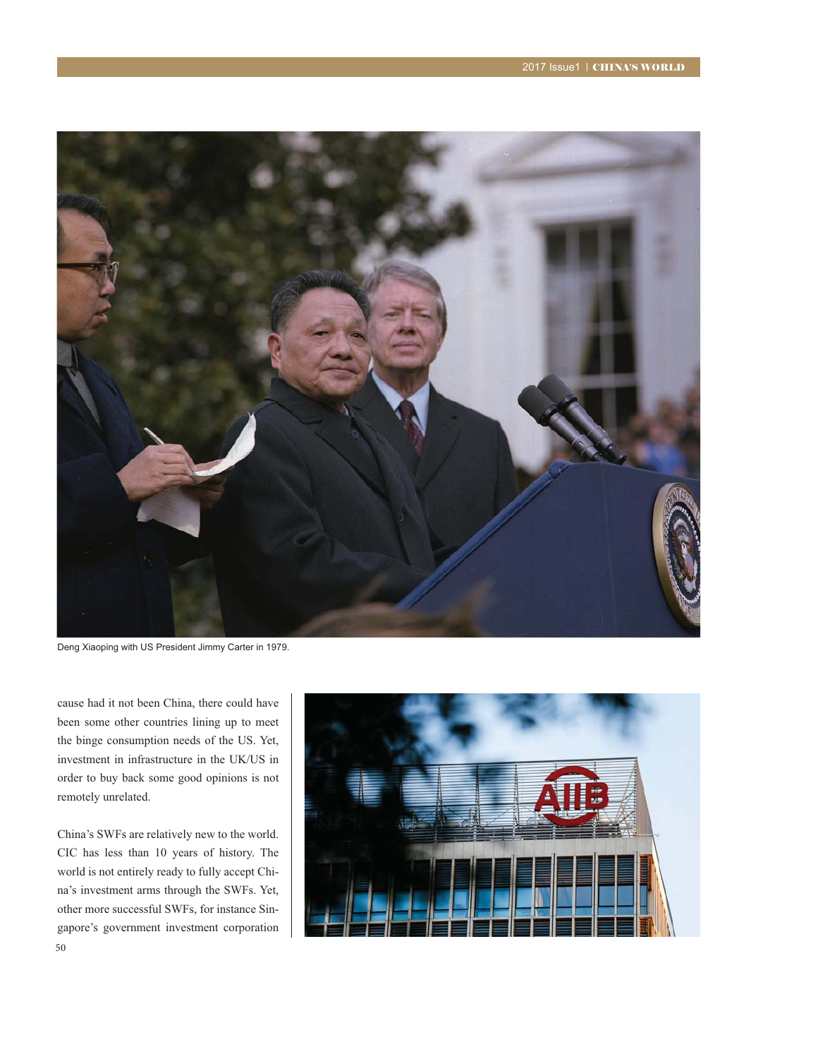Deng Xiaoping with US President Jimmy Carter in 1979.

cause had it not been China, there could have been some other countries lining up to meet the binge consumption needs of the US. Yet, investment in infrastructure in the UK/US in order to buy back some good opinions is not remotely unrelated.

China's SWFs are relatively new to the world. CIC has less than 10 years of history. The world is not entirely ready to fully accept China's investment arms through the SWFs. Yet, other more successful SWFs, for instance Singapore's government investment corporation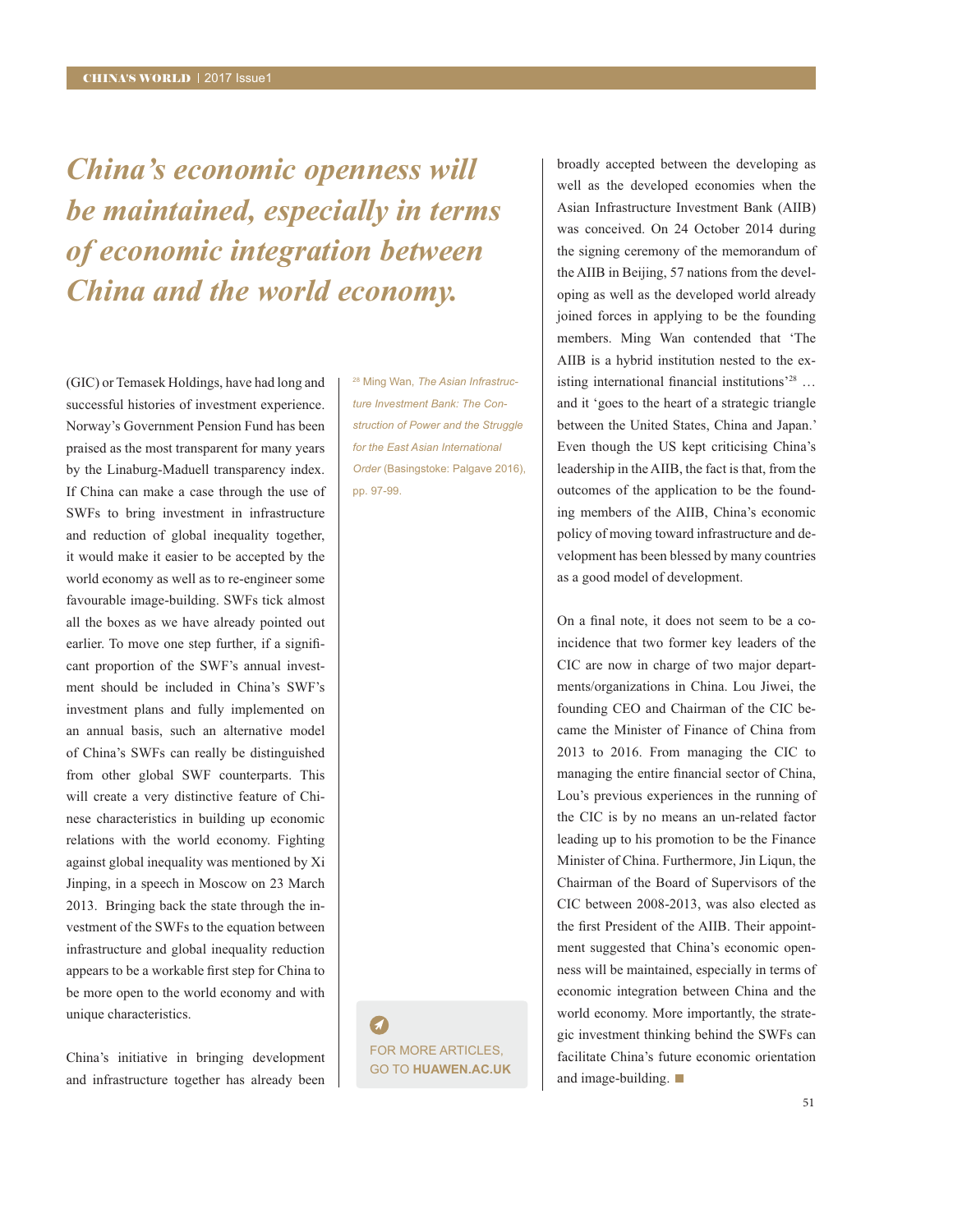*China's economic openness will be maintained, especially in terms of economic integration between China and the world economy.*

(GIC) or Temasek Holdings, have had long and successful histories of investment experience. Norway's Government Pension Fund has been praised as the most transparent for many years by the Linaburg-Maduell transparency index. If China can make a case through the use of SWFs to bring investment in infrastructure and reduction of global inequality together, it would make it easier to be accepted by the world economy as well as to re-engineer some favourable image-building. SWFs tick almost all the boxes as we have already pointed out earlier. To move one step further, if a significant proportion of the SWF's annual investment should be included in China's SWF's investment plans and fully implemented on an annual basis, such an alternative model of China's SWFs can really be distinguished from other global SWF counterparts. This will create a very distinctive feature of Chinese characteristics in building up economic relations with the world economy. Fighting against global inequality was mentioned by Xi Jinping, in a speech in Moscow on 23 March 2013. Bringing back the state through the investment of the SWFs to the equation between infrastructure and global inequality reduction appears to be a workable first step for China to be more open to the world economy and with unique characteristics.

China's initiative in bringing development and infrastructure together has already been broadly accepted between the developing as well as the developed economies when the Asian Infrastructure Investment Bank (AIIB) was conceived. On 24 October 2014 during the signing ceremony of the memorandum of the AIIB in Beijing, 57 nations from the developing as well as the developed world already joined forces in applying to be the founding members. Ming Wan contended that 'The AIIB is a hybrid institution nested to the existing international financial institutions'[28] … and it 'goes to the heart of a strategic triangle between the United States, China and Japan.' Even though the US kept criticising China's leadership in the AIIB, the fact is that, from the outcomes of the application to be the founding members of the AIIB, China's economic policy of moving toward infrastructure and development has been blessed by many countries as a good model of development.

On a final note, it does not seem to be a coincidence that two former key leaders of the CIC are now in charge of two major departments/organizations in China. Lou Jiwei, the founding CEO and Chairman of the CIC became the Minister of Finance of China from 2013 to 2016. From managing the CIC to managing the entire financial sector of China, Lou's previous experiences in the running of the CIC is by no means an un-related factor leading up to his promotion to be the Finance Minister of China. Furthermore, Jin Liqun, the Chairman of the Board of Supervisors of the CIC between 2008-2013, was also elected as the first President of the AIIB. Their appointment suggested that China's economic openness will be maintained, especially in terms of economic integration between China and the world economy. More importantly, the strategic investment thinking behind the SWFs can facilitate China's future economic orientation and image-building. ■

[28] Ming Wan, *The Asian Infrastructure Investment Bank: The Construction of Power and the Struggle for the East Asian International Order* (Basingstoke: Palgave 2016), pp. 97-99.

FOR MORE ARTICLES, GO TO **HUAWEN.AC.UK**